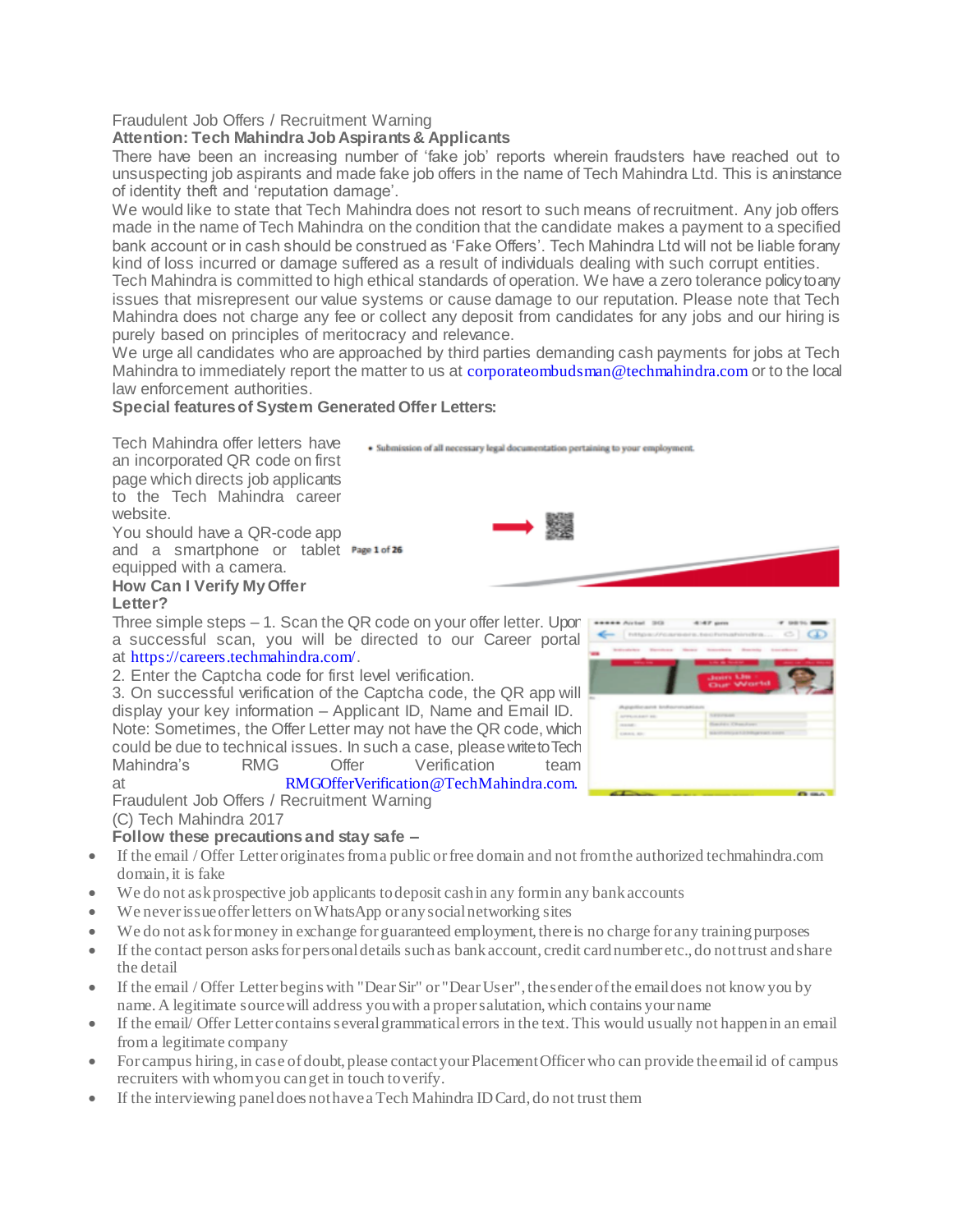Fraudulent Job Offers / Recruitment Warning

**Attention: Tech Mahindra Job Aspirants & Applicants**

There have been an increasing number of 'fake job' reports wherein fraudsters have reached out to unsuspecting job aspirants and made fake job offers in the name of Tech Mahindra Ltd. This is an instance of identity theft and 'reputation damage'.

We would like to state that Tech Mahindra does not resort to such means of recruitment. Any job offers made in the name of Tech Mahindra on the condition that the candidate makes a payment to a specified bank account or in cash should be construed as 'Fake Offers'. Tech Mahindra Ltd will not be liable for any kind of loss incurred or damage suffered as a result of individuals dealing with such corrupt entities.

Tech Mahindra is committed to high ethical standards of operation. We have a zero tolerance policy to any issues that misrepresent our value systems or cause damage to our reputation. Please note that Tech Mahindra does not charge any fee or collect any deposit from candidates for any jobs and our hiring is purely based on principles of meritocracy and relevance.

We urge all candidates who are approached by third parties demanding cash payments for jobs at Tech Mahindra to immediately report the matter to us at corporateombudsman@techmahindra.com or to the local law enforcement authorities.

**Special features of System Generated Offer Letters:**

Tech Mahindra offer letters have an incorporated QR code on first page which directs job applicants to the Tech Mahindra career website.

You should have a QR-code app and a smartphone or tablet equipped with a camera.

**How Can I Verify My Offer Letter?**

Three simple steps – 1. Scan the QR code on your offer letter. Upon a successful scan, you will be directed to our Career portal at https://careers.techmahindra.com/.

2. Enter the Captcha code for first level verification.

3. On successful verification of the Captcha code, the QR app will display your key information – Applicant ID, Name and Email ID.

Note: Sometimes, the Offer Letter may not have the QR code, which could be due to technical issues. In such a case, please write to Tech Mahindra's RMG Offer Verification team at RMGOfferVerification@TechMahindra.com.

Fraudulent Job Offers / Recruitment Warning

(C) Tech Mahindra 2017

**Follow these precautions and stay safe –**

- If the email / Offer Letter originates from a public or free domain and not from the authorized techmahindra.com domain, it is fake
- We do not ask prospective job applicants to deposit cash in any form in any bank accounts
- We never issue offer letters on WhatsApp or any social networking sites
- We do not ask for money in exchange for guaranteed employment, there is no charge for any training purposes
- If the contact person asks for personal details such as bank account, credit card number etc., do not trust and share the detail
- If the email / Offer Letter begins with "Dear Sir" or "Dear User", the sender of the email does not know you by name. A legitimate source will address you with a proper salutation, which contains your name
- If the email/ Offer Letter contains several grammatical errors in the text. This would usually not happen in an email from a legitimate company
- For campus hiring, in case of doubt, please contact your Placement Officer who can provide the email id of campus recruiters with whom you can get in touch to verify.
- If the interviewing panel does not have a Tech Mahindra ID Card, do not trust them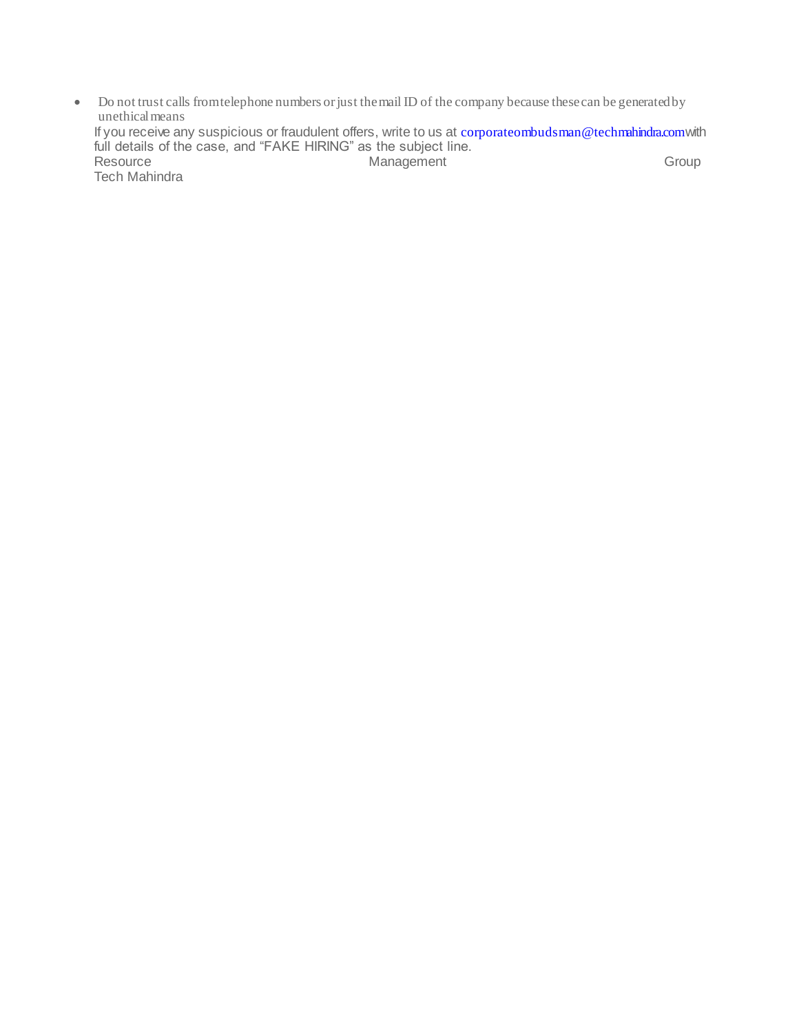- Do not trust calls from telephone numbers or just the mail ID of the company because these can be generated by unethical means

If you receive any suspicious or fraudulent offers, write to us at corporateombudsman@techmahindra.com with full details of the case, and "FAKE HIRING" as the subject line.

Resource Management Group
Tech Mahindra